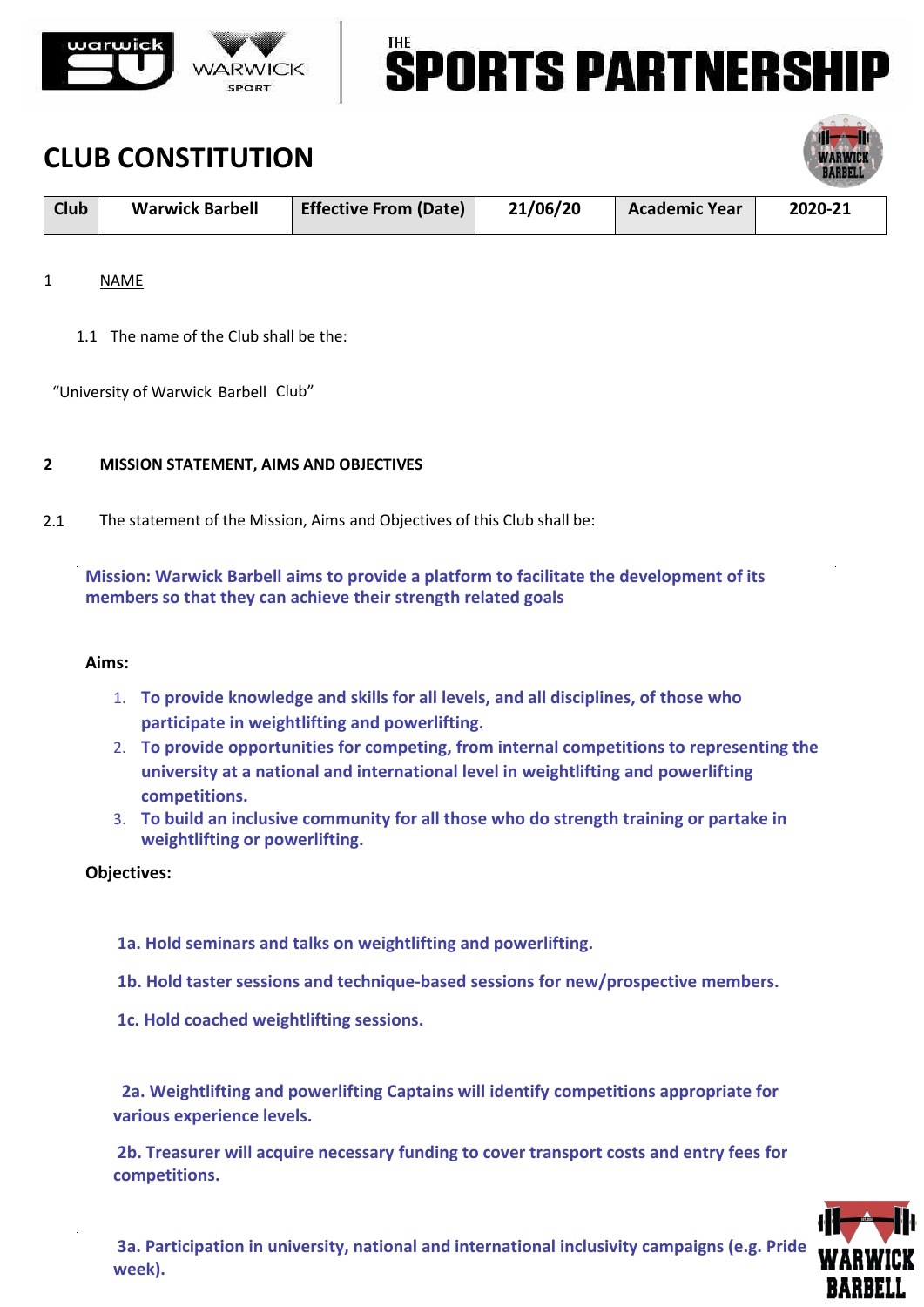# CLUB CONSTITUTION

| Club | Warwick Barbell | Effective From (Date) | 21/06/20 | Academic Year | 2020-21 |
|---|---|---|---|---|---|

1 NAME

1.1 The name of the Club shall be the:

"University of Warwick Barbell Club"

**2 MISSION STATEMENT, AIMS AND OBJECTIVES**

2.1 The statement of the Mission, Aims and Objectives of this Club shall be:

**Mission: Warwick Barbell aims to provide a platform to facilitate the development of its members so that they can achieve their strength related goals**

**Aims:**

1. **To provide knowledge and skills for all levels, and all disciplines, of those who participate in weightlifting and powerlifting.**
2. **To provide opportunities for competing, from internal competitions to representing the university at a national and international level in weightlifting and powerlifting competitions.**
3. **To build an inclusive community for all those who do strength training or partake in weightlifting or powerlifting.**

**Objectives:**

**1a. Hold seminars and talks on weightlifting and powerlifting.**

**1b. Hold taster sessions and technique-based sessions for new/prospective members.**

**1c. Hold coached weightlifting sessions.**

**2a. Weightlifting and powerlifting Captains will identify competitions appropriate for various experience levels.**

**2b. Treasurer will acquire necessary funding to cover transport costs and entry fees for competitions.**

**3a. Participation in university, national and international inclusivity campaigns (e.g. Pride week).**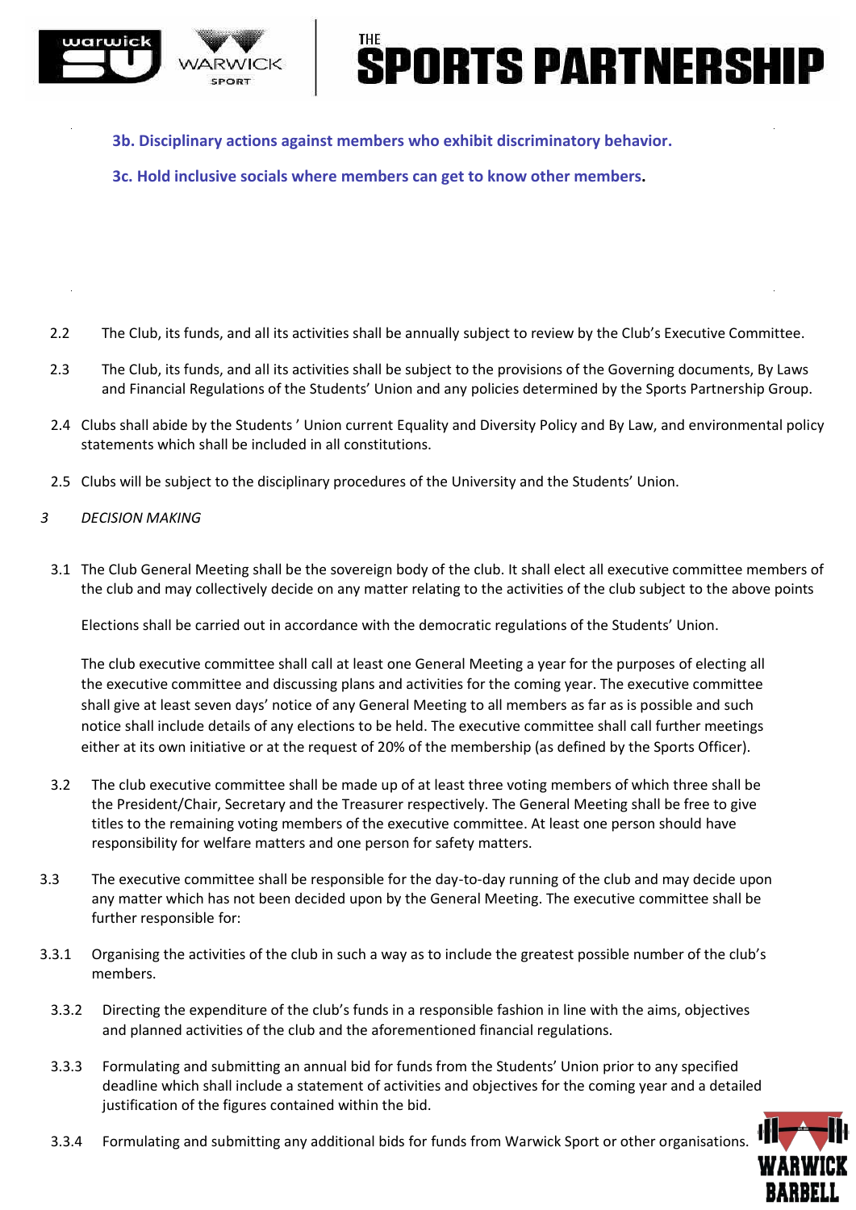**3b. Disciplinary actions against members who exhibit discriminatory behavior.**

**3c. Hold inclusive socials where members can get to know other members.**

2.2 The Club, its funds, and all its activities shall be annually subject to review by the Club's Executive Committee.

2.3 The Club, its funds, and all its activities shall be subject to the provisions of the Governing documents, By Laws and Financial Regulations of the Students' Union and any policies determined by the Sports Partnership Group.

2.4 Clubs shall abide by the Students ' Union current Equality and Diversity Policy and By Law, and environmental policy statements which shall be included in all constitutions.

2.5 Clubs will be subject to the disciplinary procedures of the University and the Students' Union.

*3 DECISION MAKING*

3.1 The Club General Meeting shall be the sovereign body of the club. It shall elect all executive committee members of the club and may collectively decide on any matter relating to the activities of the club subject to the above points

Elections shall be carried out in accordance with the democratic regulations of the Students' Union.

The club executive committee shall call at least one General Meeting a year for the purposes of electing all the executive committee and discussing plans and activities for the coming year. The executive committee shall give at least seven days' notice of any General Meeting to all members as far as is possible and such notice shall include details of any elections to be held. The executive committee shall call further meetings either at its own initiative or at the request of 20% of the membership (as defined by the Sports Officer).

3.2 The club executive committee shall be made up of at least three voting members of which three shall be the President/Chair, Secretary and the Treasurer respectively. The General Meeting shall be free to give titles to the remaining voting members of the executive committee. At least one person should have responsibility for welfare matters and one person for safety matters.

3.3 The executive committee shall be responsible for the day-to-day running of the club and may decide upon any matter which has not been decided upon by the General Meeting. The executive committee shall be further responsible for:

3.3.1 Organising the activities of the club in such a way as to include the greatest possible number of the club's members.

3.3.2 Directing the expenditure of the club's funds in a responsible fashion in line with the aims, objectives and planned activities of the club and the aforementioned financial regulations.

3.3.3 Formulating and submitting an annual bid for funds from the Students' Union prior to any specified deadline which shall include a statement of activities and objectives for the coming year and a detailed justification of the figures contained within the bid.

3.3.4 Formulating and submitting any additional bids for funds from Warwick Sport or other organisations.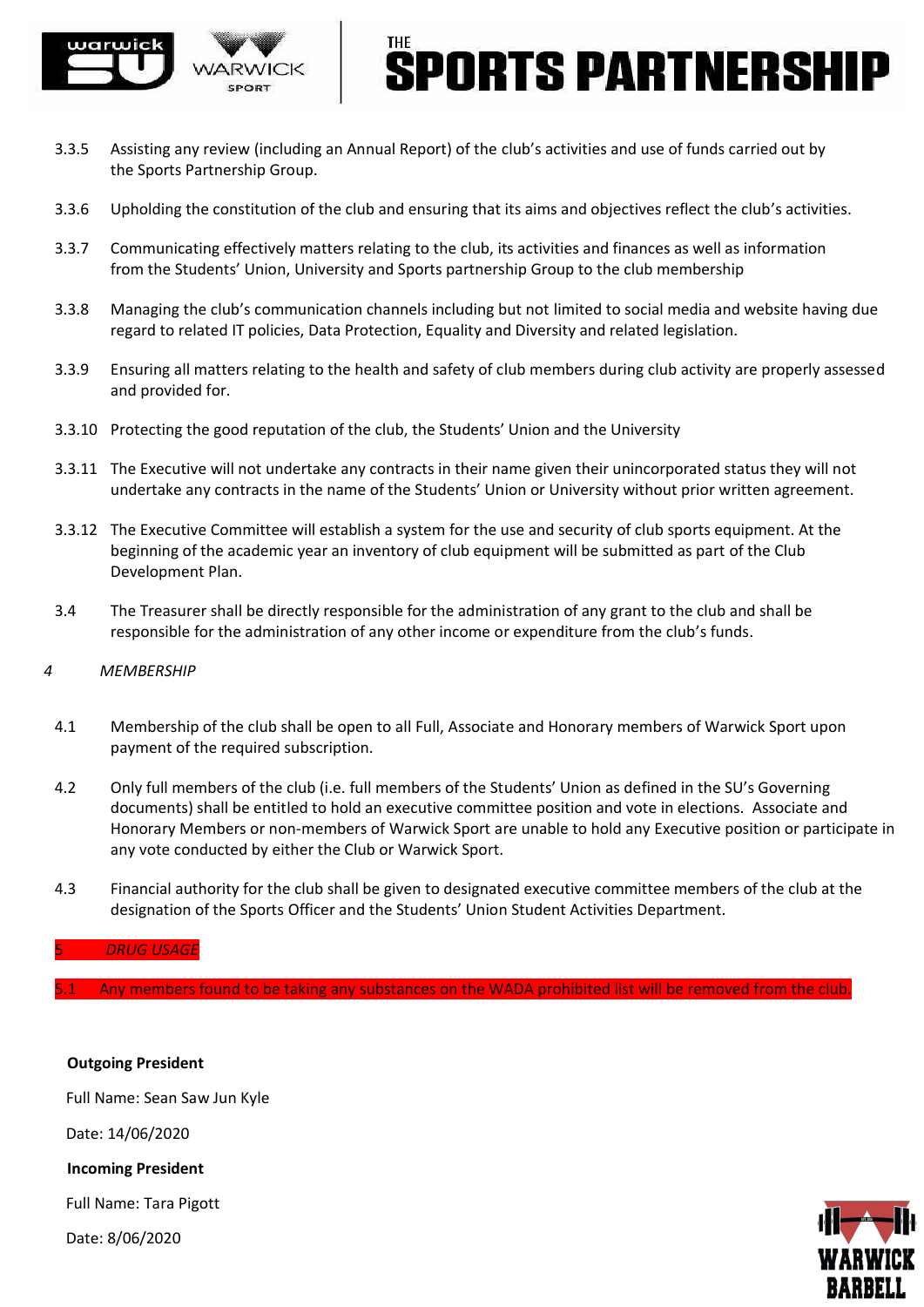3.3.5 Assisting any review (including an Annual Report) of the club's activities and use of funds carried out by the Sports Partnership Group.

3.3.6 Upholding the constitution of the club and ensuring that its aims and objectives reflect the club's activities.

3.3.7 Communicating effectively matters relating to the club, its activities and finances as well as information from the Students' Union, University and Sports partnership Group to the club membership

3.3.8 Managing the club's communication channels including but not limited to social media and website having due regard to related IT policies, Data Protection, Equality and Diversity and related legislation.

3.3.9 Ensuring all matters relating to the health and safety of club members during club activity are properly assessed and provided for.

3.3.10 Protecting the good reputation of the club, the Students' Union and the University

3.3.11 The Executive will not undertake any contracts in their name given their unincorporated status they will not undertake any contracts in the name of the Students' Union or University without prior written agreement.

3.3.12 The Executive Committee will establish a system for the use and security of club sports equipment. At the beginning of the academic year an inventory of club equipment will be submitted as part of the Club Development Plan.

3.4 The Treasurer shall be directly responsible for the administration of any grant to the club and shall be responsible for the administration of any other income or expenditure from the club's funds.

*4 MEMBERSHIP*

4.1 Membership of the club shall be open to all Full, Associate and Honorary members of Warwick Sport upon payment of the required subscription.

4.2 Only full members of the club (i.e. full members of the Students' Union as defined in the SU's Governing documents) shall be entitled to hold an executive committee position and vote in elections. Associate and Honorary Members or non-members of Warwick Sport are unable to hold any Executive position or participate in any vote conducted by either the Club or Warwick Sport.

4.3 Financial authority for the club shall be given to designated executive committee members of the club at the designation of the Sports Officer and the Students' Union Student Activities Department.

*5 DRUG USAGE*

5.1 Any members found to be taking any substances on the WADA prohibited list will be removed from the club.

**Outgoing President**

Full Name: Sean Saw Jun Kyle

Date: 14/06/2020

**Incoming President**

Full Name: Tara Pigott

Date: 8/06/2020